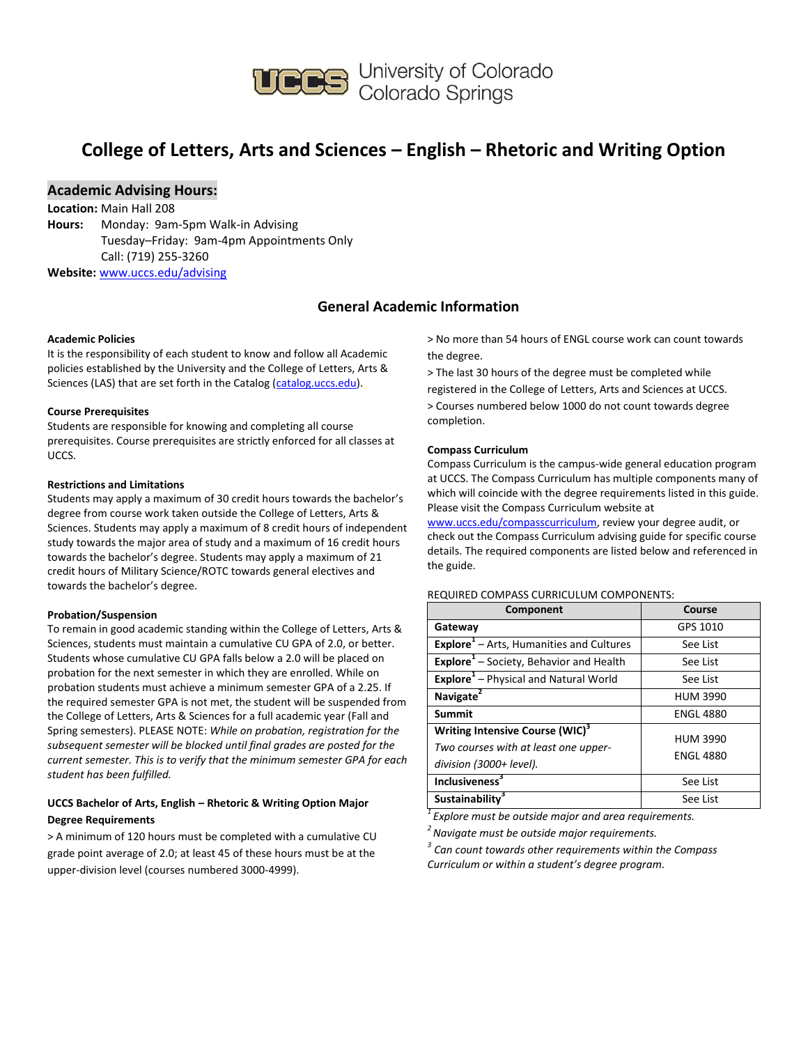University of Colorado Colorado Springs

# College of Letters, Arts and Sciences – English – Rhetoric and Writing Option

## Academic Advising Hours:

**Location:** Main Hall 208
**Hours:** Monday: 9am-5pm Walk-in Advising
Tuesday–Friday: 9am-4pm Appointments Only
Call: (719) 255-3260
**Website:** www.uccs.edu/advising

## General Academic Information

**Academic Policies**
It is the responsibility of each student to know and follow all Academic policies established by the University and the College of Letters, Arts & Sciences (LAS) that are set forth in the Catalog (catalog.uccs.edu).

**Course Prerequisites**
Students are responsible for knowing and completing all course prerequisites. Course prerequisites are strictly enforced for all classes at UCCS.

**Restrictions and Limitations**
Students may apply a maximum of 30 credit hours towards the bachelor's degree from course work taken outside the College of Letters, Arts & Sciences. Students may apply a maximum of 8 credit hours of independent study towards the major area of study and a maximum of 16 credit hours towards the bachelor's degree. Students may apply a maximum of 21 credit hours of Military Science/ROTC towards general electives and towards the bachelor's degree.

**Probation/Suspension**
To remain in good academic standing within the College of Letters, Arts & Sciences, students must maintain a cumulative CU GPA of 2.0, or better. Students whose cumulative CU GPA falls below a 2.0 will be placed on probation for the next semester in which they are enrolled. While on probation students must achieve a minimum semester GPA of a 2.25. If the required semester GPA is not met, the student will be suspended from the College of Letters, Arts & Sciences for a full academic year (Fall and Spring semesters). PLEASE NOTE: *While on probation, registration for the subsequent semester will be blocked until final grades are posted for the current semester. This is to verify that the minimum semester GPA for each student has been fulfilled.*

**UCCS Bachelor of Arts, English – Rhetoric & Writing Option Major Degree Requirements**

> A minimum of 120 hours must be completed with a cumulative CU grade point average of 2.0; at least 45 of these hours must be at the upper-division level (courses numbered 3000-4999).

> No more than 54 hours of ENGL course work can count towards the degree.

> The last 30 hours of the degree must be completed while registered in the College of Letters, Arts and Sciences at UCCS.

> Courses numbered below 1000 do not count towards degree completion.

**Compass Curriculum**
Compass Curriculum is the campus-wide general education program at UCCS. The Compass Curriculum has multiple components many of which will coincide with the degree requirements listed in this guide. Please visit the Compass Curriculum website at www.uccs.edu/compasscurriculum, review your degree audit, or check out the Compass Curriculum advising guide for specific course details. The required components are listed below and referenced in the guide.

REQUIRED COMPASS CURRICULUM COMPONENTS:

| Component | Course |
|---|---|
| **Gateway** | GPS 1010 |
| **Explore**[1] – Arts, Humanities and Cultures | See List |
| **Explore**[1] – Society, Behavior and Health | See List |
| **Explore**[1] – Physical and Natural World | See List |
| **Navigate**[2] | HUM 3990 |
| **Summit** | ENGL 4880 |
| **Writing Intensive Course (WIC)**[3] *Two courses with at least one upper-division (3000+ level).* | HUM 3990<br>ENGL 4880 |
| **Inclusiveness**[3] | See List |
| **Sustainability**[3] | See List |

[1] *Explore must be outside major and area requirements.*
[2] *Navigate must be outside major requirements.*
[3] *Can count towards other requirements within the Compass Curriculum or within a student's degree program.*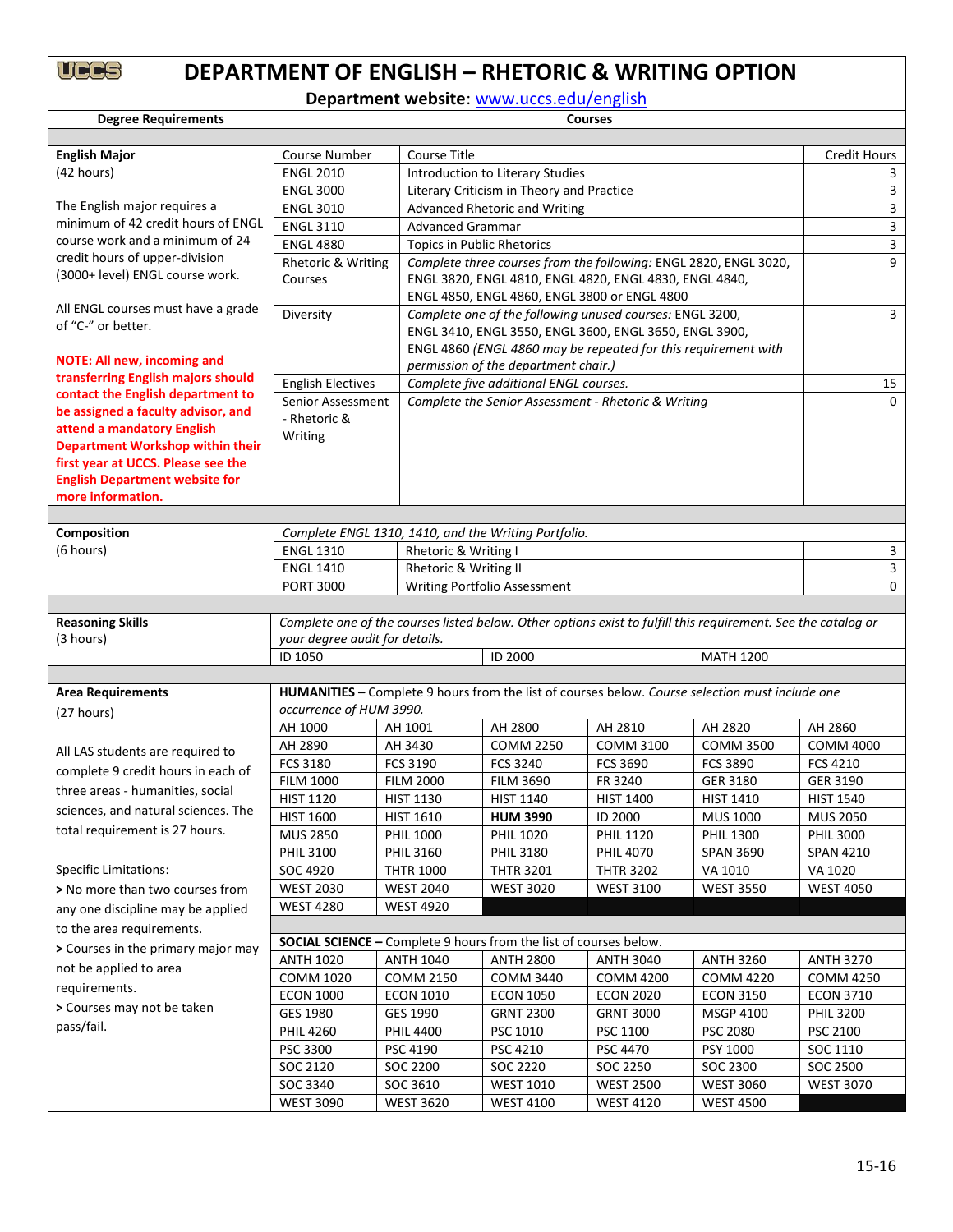# DEPARTMENT OF ENGLISH – RHETORIC & WRITING OPTION

**Department website**: www.uccs.edu/english

| Degree Requirements | Courses | | |
|---|---|---|---|
| **English Major** (42 hours) | Course Number | Course Title | Credit Hours |
| The English major requires a minimum of 42 credit hours of ENGL course work and a minimum of 24 credit hours of upper-division (3000+ level) ENGL course work. | ENGL 2010 | Introduction to Literary Studies | 3 |
| All ENGL courses must have a grade of "C-" or better. | ENGL 3000 | Literary Criticism in Theory and Practice | 3 |
| **NOTE: All new, incoming and transferring English majors should contact the English department to be assigned a faculty advisor, and attend a mandatory English Department Workshop within their first year at UCCS. Please see the English Department website for more information.** | ENGL 3010 | Advanced Rhetoric and Writing | 3 |
| | ENGL 3110 | Advanced Grammar | 3 |
| | ENGL 4880 | Topics in Public Rhetorics | 3 |
| | Rhetoric & Writing Courses | *Complete three courses from the following:* ENGL 2820, ENGL 3020, ENGL 3820, ENGL 4810, ENGL 4820, ENGL 4830, ENGL 4840, ENGL 4850, ENGL 4860, ENGL 3800 or ENGL 4800 | 9 |
| | Diversity | *Complete one of the following unused courses:* ENGL 3200, ENGL 3410, ENGL 3550, ENGL 3600, ENGL 3650, ENGL 3900, ENGL 4860 *(ENGL 4860 may be repeated for this requirement with permission of the department chair.)* | 3 |
| | English Electives | *Complete five additional ENGL courses.* | 15 |
| | Senior Assessment - Rhetoric & Writing | *Complete the Senior Assessment - Rhetoric & Writing* | 0 |

| Degree Requirements | Courses | | |
|---|---|---|---|
| **Composition** (6 hours) | *Complete ENGL 1310, 1410, and the Writing Portfolio.* | | |
| | ENGL 1310 | Rhetoric & Writing I | 3 |
| | ENGL 1410 | Rhetoric & Writing II | 3 |
| | PORT 3000 | Writing Portfolio Assessment | 0 |

| Degree Requirements | Courses | | |
|---|---|---|---|
| **Reasoning Skills** (3 hours) | *Complete one of the courses listed below. Other options exist to fulfill this requirement. See the catalog or your degree audit for details.* | | |
| | ID 1050 | ID 2000 | MATH 1200 |

**Area Requirements** (27 hours)

All LAS students are required to complete 9 credit hours in each of three areas - humanities, social sciences, and natural sciences. The total requirement is 27 hours.

Specific Limitations:
> No more than two courses from any one discipline may be applied to the area requirements.
> Courses in the primary major may not be applied to area requirements.
> Courses may not be taken pass/fail.

**HUMANITIES –** Complete 9 hours from the list of courses below. *Course selection must include one occurrence of HUM 3990.*

| | | | | | |
|---|---|---|---|---|---|
| AH 1000 | AH 1001 | AH 2800 | AH 2810 | AH 2820 | AH 2860 |
| AH 2890 | AH 3430 | COMM 2250 | COMM 3100 | COMM 3500 | COMM 4000 |
| FCS 3180 | FCS 3190 | FCS 3240 | FCS 3690 | FCS 3890 | FCS 4210 |
| FILM 1000 | FILM 2000 | FILM 3690 | FR 3240 | GER 3180 | GER 3190 |
| HIST 1120 | HIST 1130 | HIST 1140 | HIST 1400 | HIST 1410 | HIST 1540 |
| HIST 1600 | HIST 1610 | **HUM 3990** | ID 2000 | MUS 1000 | MUS 2050 |
| MUS 2850 | PHIL 1000 | PHIL 1020 | PHIL 1120 | PHIL 1300 | PHIL 3000 |
| PHIL 3100 | PHIL 3160 | PHIL 3180 | PHIL 4070 | SPAN 3690 | SPAN 4210 |
| SOC 4920 | THTR 1000 | THTR 3201 | THTR 3202 | VA 1010 | VA 1020 |
| WEST 2030 | WEST 2040 | WEST 3020 | WEST 3100 | WEST 3550 | WEST 4050 |
| WEST 4280 | WEST 4920 | | | | |

**SOCIAL SCIENCE –** Complete 9 hours from the list of courses below.

| | | | | | |
|---|---|---|---|---|---|
| ANTH 1020 | ANTH 1040 | ANTH 2800 | ANTH 3040 | ANTH 3260 | ANTH 3270 |
| COMM 1020 | COMM 2150 | COMM 3440 | COMM 4200 | COMM 4220 | COMM 4250 |
| ECON 1000 | ECON 1010 | ECON 1050 | ECON 2020 | ECON 3150 | ECON 3710 |
| GES 1980 | GES 1990 | GRNT 2300 | GRNT 3000 | MSGP 4100 | PHIL 3200 |
| PHIL 4260 | PHIL 4400 | PSC 1010 | PSC 1100 | PSC 2080 | PSC 2100 |
| PSC 3300 | PSC 4190 | PSC 4210 | PSC 4470 | PSY 1000 | SOC 1110 |
| SOC 2120 | SOC 2200 | SOC 2220 | SOC 2250 | SOC 2300 | SOC 2500 |
| SOC 3340 | SOC 3610 | WEST 1010 | WEST 2500 | WEST 3060 | WEST 3070 |
| WEST 3090 | WEST 3620 | WEST 4100 | WEST 4120 | WEST 4500 | |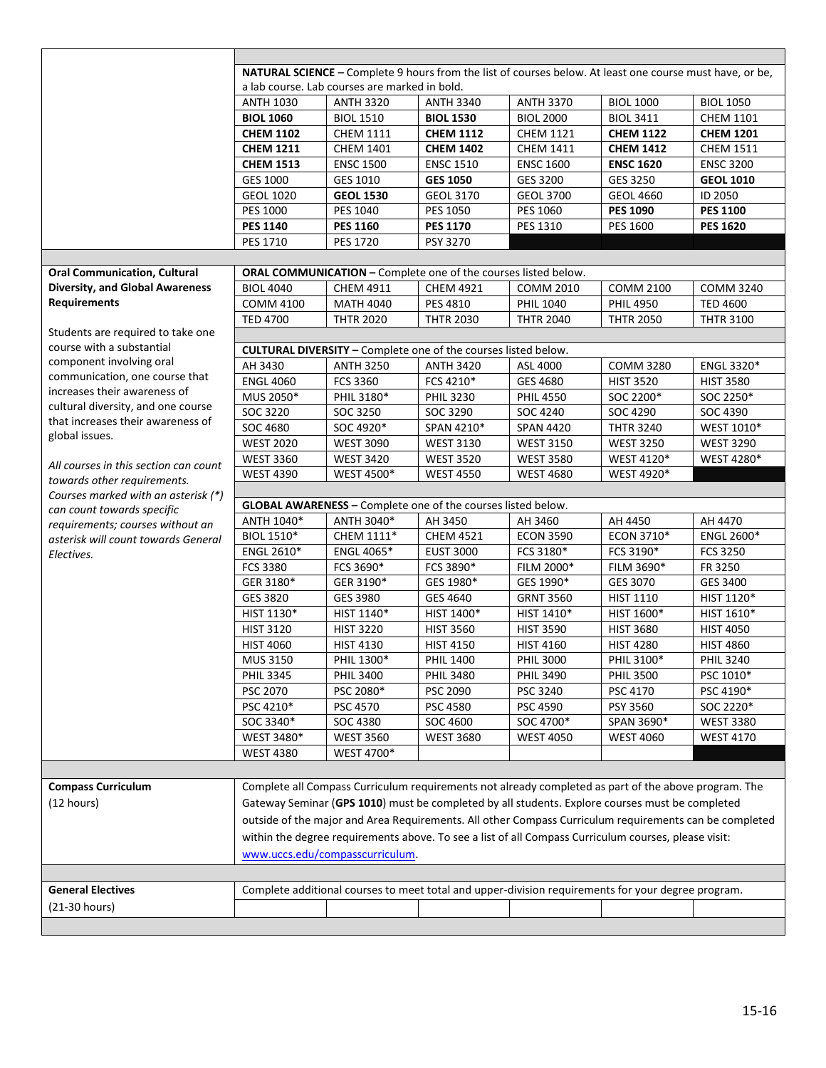| | | | | | | |
|---|---|---|---|---|---|---|
| | **NATURAL SCIENCE –** Complete 9 hours from the list of courses below. At least one course must have, or be, a lab course. Lab courses are marked in bold. | | | | | |
| | ANTH 1030 | ANTH 3320 | ANTH 3340 | ANTH 3370 | BIOL 1000 | BIOL 1050 |
| | **BIOL 1060** | BIOL 1510 | **BIOL 1530** | BIOL 2000 | BIOL 3411 | CHEM 1101 |
| | **CHEM 1102** | CHEM 1111 | **CHEM 1112** | CHEM 1121 | **CHEM 1122** | **CHEM 1201** |
| | **CHEM 1211** | CHEM 1401 | **CHEM 1402** | CHEM 1411 | **CHEM 1412** | CHEM 1511 |
| | **CHEM 1513** | ENSC 1500 | ENSC 1510 | ENSC 1600 | **ENSC 1620** | ENSC 3200 |
| | GES 1000 | GES 1010 | **GES 1050** | GES 3200 | GES 3250 | **GEOL 1010** |
| | GEOL 1020 | **GEOL 1530** | GEOL 3170 | GEOL 3700 | GEOL 4660 | ID 2050 |
| | PES 1000 | PES 1040 | PES 1050 | PES 1060 | **PES 1090** | **PES 1100** |
| | **PES 1140** | **PES 1160** | **PES 1170** | PES 1310 | PES 1600 | **PES 1620** |
| | PES 1710 | PES 1720 | PSY 3270 | | | |

| | | | | | | |
|---|---|---|---|---|---|---|
| **Oral Communication, Cultural Diversity, and Global Awareness Requirements**<br><br>Students are required to take one course with a substantial component involving oral communication, one course that increases their awareness of cultural diversity, and one course that increases their awareness of global issues.<br><br>*All courses in this section can count towards other requirements. Courses marked with an asterisk (*) can count towards specific requirements; courses without an asterisk will count towards General Electives.* | **ORAL COMMUNICATION –** Complete one of the courses listed below. | | | | | |
| | BIOL 4040 | CHEM 4911 | CHEM 4921 | COMM 2010 | COMM 2100 | COMM 3240 |
| | COMM 4100 | MATH 4040 | PES 4810 | PHIL 1040 | PHIL 4950 | TED 4600 |
| | TED 4700 | THTR 2030 | THTR 2040 | THTR 2050 | THTR 3100 | |
| | **CULTURAL DIVERSITY –** Complete one of the courses listed below. | | | | | |
| | AH 3430 | ANTH 3250 | ANTH 3420 | ASL 4000 | COMM 3280 | ENGL 3320* |
| | ENGL 4060 | FCS 3360 | FCS 4210* | GES 4680 | HIST 3520 | HIST 3580 |
| | MUS 2050* | PHIL 3180* | PHIL 3230 | PHIL 4550 | SOC 2200* | SOC 2250* |
| | SOC 3220 | SOC 3250 | SOC 3290 | SOC 4240 | SOC 4290 | SOC 4390 |
| | SOC 4680 | SOC 4920* | SPAN 4210* | SPAN 4420 | THTR 3240 | WEST 1010* |
| | WEST 2020 | WEST 3090 | WEST 3130 | WEST 3150 | WEST 3250 | WEST 3290 |
| | WEST 3360 | WEST 3420 | WEST 3520 | WEST 3580 | WEST 4120* | WEST 4280* |
| | WEST 4390 | WEST 4500* | WEST 4550 | WEST 4680 | WEST 4920* | |
| | **GLOBAL AWARENESS –** Complete one of the courses listed below. | | | | | |
| | ANTH 1040* | ANTH 3040* | AH 3450 | AH 3460 | AH 4450 | AH 4470 |
| | BIOL 1510* | CHEM 1111* | CHEM 4521 | ECON 3590 | ECON 3710* | ENGL 2600* |
| | ENGL 2610* | ENGL 4065* | EUST 3000 | FCS 3180* | FCS 3190* | FCS 3250 |
| | FCS 3380 | FCS 3690* | FCS 3890* | FILM 2000* | FILM 3690* | FR 3250 |
| | GER 3180* | GER 3190* | GES 1980* | GES 1990* | GES 3070 | GES 3400 |
| | GES 3820 | GES 3980 | GES 4640 | GRNT 3560 | HIST 1110 | HIST 1120* |
| | HIST 1130* | HIST 1140* | HIST 1400* | HIST 1410* | HIST 1600* | HIST 1610* |
| | HIST 3120 | HIST 3220 | HIST 3560 | HIST 3590 | HIST 3680 | HIST 4050 |
| | HIST 4060 | HIST 4130 | HIST 4150 | HIST 4160 | HIST 4280 | HIST 4860 |
| | MUS 3150 | PHIL 1300* | PHIL 1400 | PHIL 3000 | PHIL 3100* | PHIL 3240 |
| | PHIL 3345 | PHIL 3400 | PHIL 3480 | PHIL 3490 | PHIL 3500 | PSC 1010* |
| | PSC 2070 | PSC 2080* | PSC 2090 | PSC 3240 | PSC 4170 | PSC 4190* |
| | PSC 4210* | PSC 4570 | PSC 4580 | PSC 4590 | PSY 3560 | SOC 2220* |
| | SOC 3340* | SOC 4380 | SOC 4600 | SOC 4700* | SPAN 3690* | WEST 3380 |
| | WEST 3480* | WEST 3560 | WEST 3680 | WEST 4050 | WEST 4060 | WEST 4170 |
| | WEST 4380 | WEST 4700* | | | | |

| | |
|---|---|
| **Compass Curriculum**<br>(12 hours) | Complete all Compass Curriculum requirements not already completed as part of the above program. The Gateway Seminar (**GPS 1010**) must be completed by all students. Explore courses must be completed outside of the major and Area Requirements. All other Compass Curriculum requirements can be completed within the degree requirements above. To see a list of all Compass Curriculum courses, please visit: [www.uccs.edu/compasscurriculum](www.uccs.edu/compasscurriculum). |

| | | | | | | |
|---|---|---|---|---|---|---|
| **General Electives**<br>(21-30 hours) | Complete additional courses to meet total and upper-division requirements for your degree program. | | | | | |
| | | | | | | |

15-16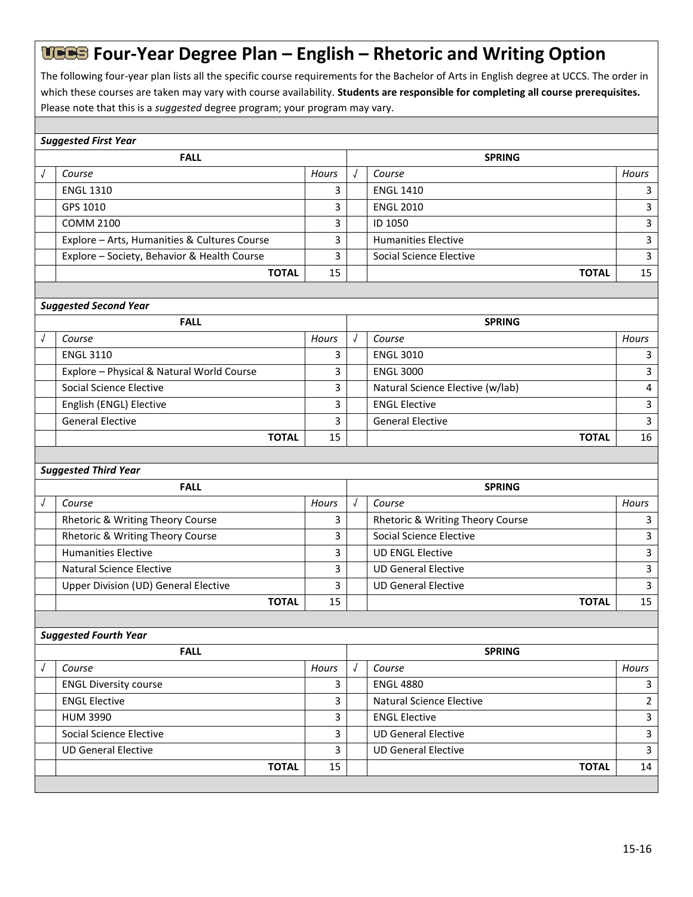# UCCS Four-Year Degree Plan – English – Rhetoric and Writing Option

The following four-year plan lists all the specific course requirements for the Bachelor of Arts in English degree at UCCS. The order in which these courses are taken may vary with course availability. **Students are responsible for completing all course prerequisites.** Please note that this is a *suggested* degree program; your program may vary.

***Suggested First Year***

| FALL | | | SPRING | | |
|---|---|---|---|---|---|
| √ | *Course* | *Hours* | √ | *Course* | *Hours* |
| | ENGL 1310 | 3 | | ENGL 1410 | 3 |
| | GPS 1010 | 3 | | ENGL 2010 | 3 |
| | COMM 2100 | 3 | | ID 1050 | 3 |
| | Explore – Arts, Humanities & Cultures Course | 3 | | Humanities Elective | 3 |
| | Explore – Society, Behavior & Health Course | 3 | | Social Science Elective | 3 |
| | **TOTAL** | 15 | | **TOTAL** | 15 |

***Suggested Second Year***

| FALL | | | SPRING | | |
|---|---|---|---|---|---|
| √ | *Course* | *Hours* | √ | *Course* | *Hours* |
| | ENGL 3110 | 3 | | ENGL 3010 | 3 |
| | Explore – Physical & Natural World Course | 3 | | ENGL 3000 | 3 |
| | Social Science Elective | 3 | | Natural Science Elective (w/lab) | 4 |
| | English (ENGL) Elective | 3 | | ENGL Elective | 3 |
| | General Elective | 3 | | General Elective | 3 |
| | **TOTAL** | 15 | | **TOTAL** | 16 |

***Suggested Third Year***

| FALL | | | SPRING | | |
|---|---|---|---|---|---|
| √ | *Course* | *Hours* | √ | *Course* | *Hours* |
| | Rhetoric & Writing Theory Course | 3 | | Rhetoric & Writing Theory Course | 3 |
| | Rhetoric & Writing Theory Course | 3 | | Social Science Elective | 3 |
| | Humanities Elective | 3 | | UD ENGL Elective | 3 |
| | Natural Science Elective | 3 | | UD General Elective | 3 |
| | Upper Division (UD) General Elective | 3 | | UD General Elective | 3 |
| | **TOTAL** | 15 | | **TOTAL** | 15 |

***Suggested Fourth Year***

| FALL | | | SPRING | | |
|---|---|---|---|---|---|
| √ | *Course* | *Hours* | √ | *Course* | *Hours* |
| | ENGL Diversity course | 3 | | ENGL 4880 | 3 |
| | ENGL Elective | 3 | | Natural Science Elective | 2 |
| | HUM 3990 | 3 | | ENGL Elective | 3 |
| | Social Science Elective | 3 | | UD General Elective | 3 |
| | UD General Elective | 3 | | UD General Elective | 3 |
| | **TOTAL** | 15 | | **TOTAL** | 14 |

15-16